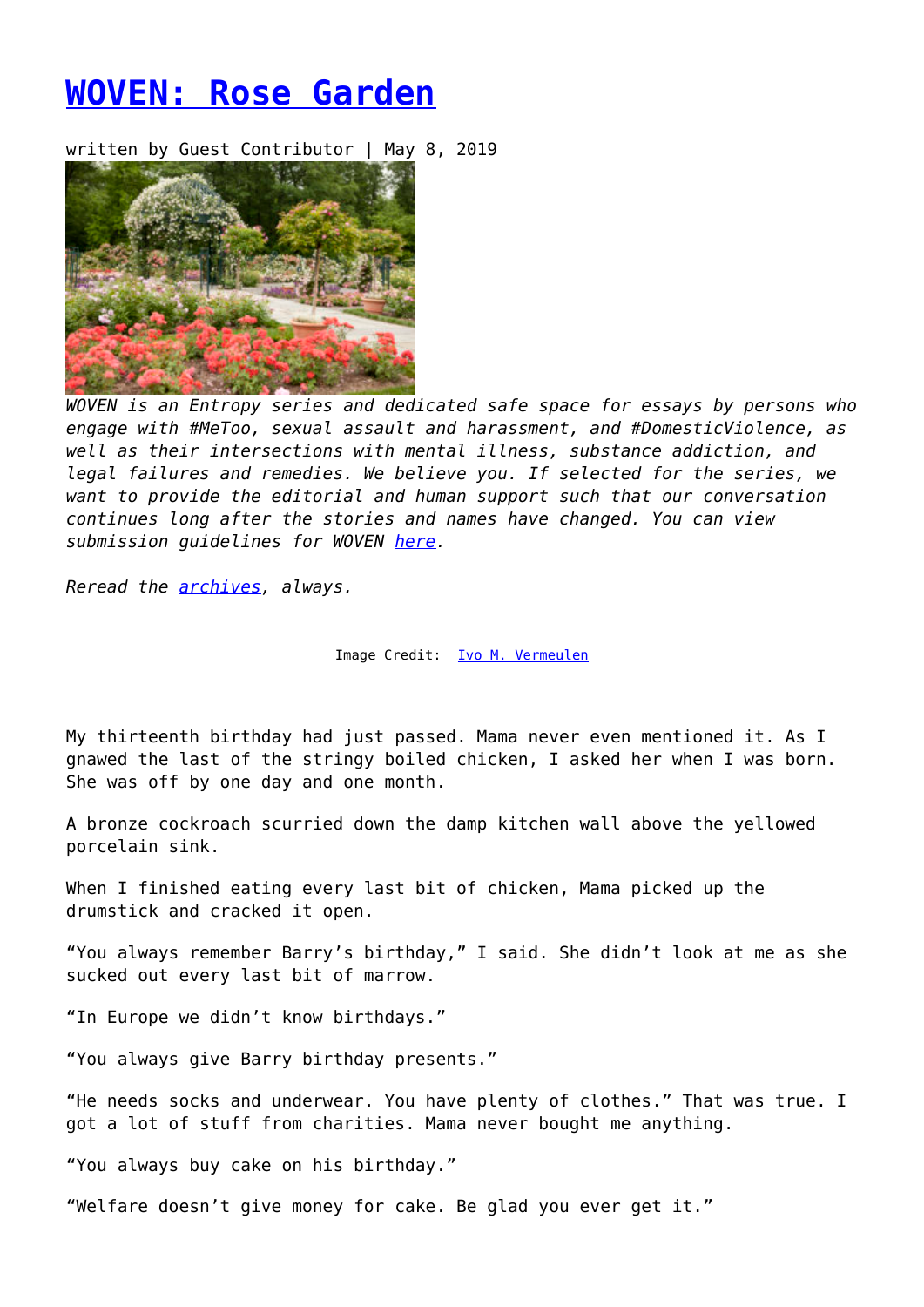# [WOVEN: Rose Garden]

written by Guest Contributor | May 8, 2019

*WOVEN is an Entropy series and dedicated safe space for essays by persons who engage with #MeToo, sexual assault and harassment, and #DomesticViolence, as well as their intersections with mental illness, substance addiction, and legal failures and remedies. We believe you. If selected for the series, we want to provide the editorial and human support such that our conversation continues long after the stories and names have changed. You can view submission guidelines for WOVEN [here].*

*Reread the [archives], always.*

---

Image Credit: [Ivo M. Vermeulen]

My thirteenth birthday had just passed. Mama never even mentioned it. As I gnawed the last of the stringy boiled chicken, I asked her when I was born. She was off by one day and one month.

A bronze cockroach scurried down the damp kitchen wall above the yellowed porcelain sink.

When I finished eating every last bit of chicken, Mama picked up the drumstick and cracked it open.

"You always remember Barry's birthday," I said. She didn't look at me as she sucked out every last bit of marrow.

"In Europe we didn't know birthdays."

"You always give Barry birthday presents."

"He needs socks and underwear. You have plenty of clothes." That was true. I got a lot of stuff from charities. Mama never bought me anything.

"You always buy cake on his birthday."

"Welfare doesn't give money for cake. Be glad you ever get it."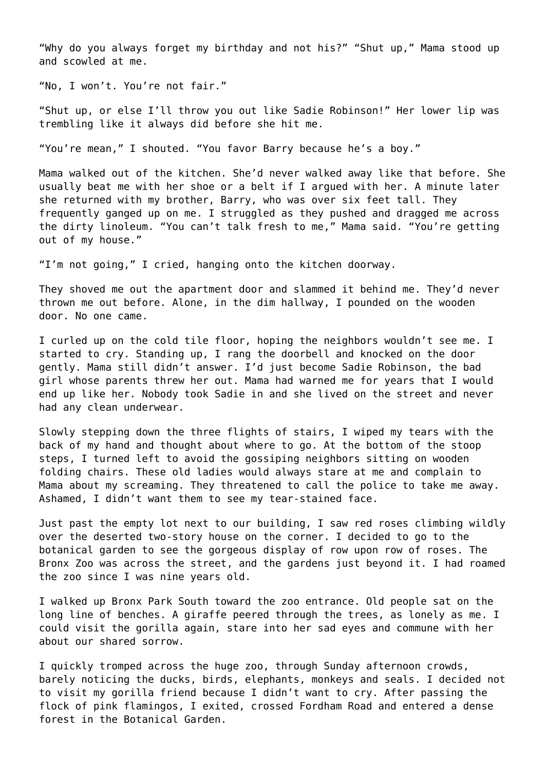"Why do you always forget my birthday and not his?" "Shut up," Mama stood up and scowled at me.

"No, I won't. You're not fair."

"Shut up, or else I'll throw you out like Sadie Robinson!" Her lower lip was trembling like it always did before she hit me.

"You're mean," I shouted. "You favor Barry because he's a boy."

Mama walked out of the kitchen. She'd never walked away like that before. She usually beat me with her shoe or a belt if I argued with her. A minute later she returned with my brother, Barry, who was over six feet tall. They frequently ganged up on me. I struggled as they pushed and dragged me across the dirty linoleum. "You can't talk fresh to me," Mama said. "You're getting out of my house."

"I'm not going," I cried, hanging onto the kitchen doorway.

They shoved me out the apartment door and slammed it behind me. They'd never thrown me out before. Alone, in the dim hallway, I pounded on the wooden door. No one came.

I curled up on the cold tile floor, hoping the neighbors wouldn't see me. I started to cry. Standing up, I rang the doorbell and knocked on the door gently. Mama still didn't answer. I'd just become Sadie Robinson, the bad girl whose parents threw her out. Mama had warned me for years that I would end up like her. Nobody took Sadie in and she lived on the street and never had any clean underwear.

Slowly stepping down the three flights of stairs, I wiped my tears with the back of my hand and thought about where to go. At the bottom of the stoop steps, I turned left to avoid the gossiping neighbors sitting on wooden folding chairs. These old ladies would always stare at me and complain to Mama about my screaming. They threatened to call the police to take me away. Ashamed, I didn't want them to see my tear-stained face.

Just past the empty lot next to our building, I saw red roses climbing wildly over the deserted two-story house on the corner. I decided to go to the botanical garden to see the gorgeous display of row upon row of roses. The Bronx Zoo was across the street, and the gardens just beyond it. I had roamed the zoo since I was nine years old.

I walked up Bronx Park South toward the zoo entrance. Old people sat on the long line of benches. A giraffe peered through the trees, as lonely as me. I could visit the gorilla again, stare into her sad eyes and commune with her about our shared sorrow.

I quickly tromped across the huge zoo, through Sunday afternoon crowds, barely noticing the ducks, birds, elephants, monkeys and seals. I decided not to visit my gorilla friend because I didn't want to cry. After passing the flock of pink flamingos, I exited, crossed Fordham Road and entered a dense forest in the Botanical Garden.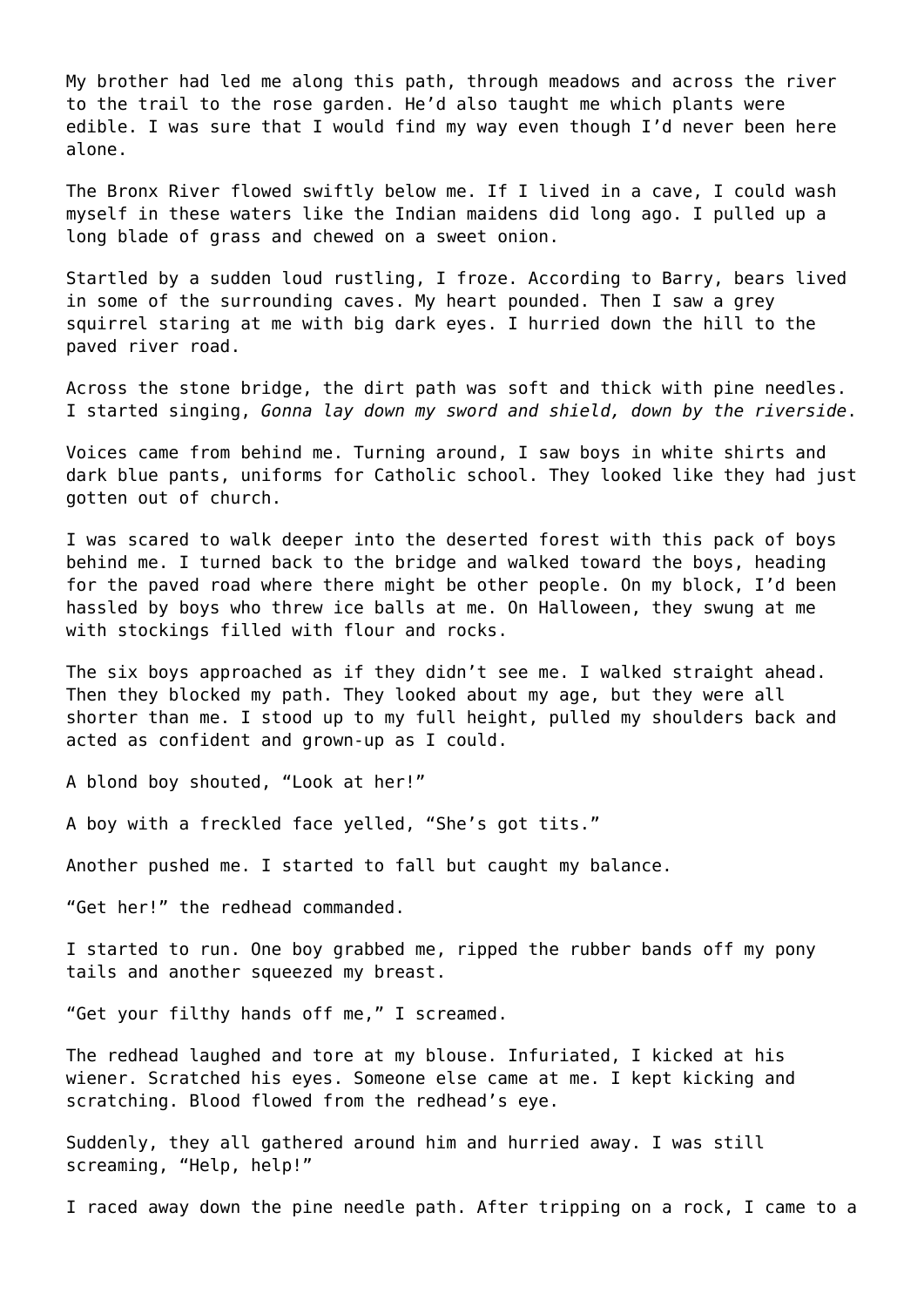My brother had led me along this path, through meadows and across the river to the trail to the rose garden. He'd also taught me which plants were edible. I was sure that I would find my way even though I'd never been here alone.

The Bronx River flowed swiftly below me. If I lived in a cave, I could wash myself in these waters like the Indian maidens did long ago. I pulled up a long blade of grass and chewed on a sweet onion.

Startled by a sudden loud rustling, I froze. According to Barry, bears lived in some of the surrounding caves. My heart pounded. Then I saw a grey squirrel staring at me with big dark eyes. I hurried down the hill to the paved river road.

Across the stone bridge, the dirt path was soft and thick with pine needles. I started singing, *Gonna lay down my sword and shield, down by the riverside.*

Voices came from behind me. Turning around, I saw boys in white shirts and dark blue pants, uniforms for Catholic school. They looked like they had just gotten out of church.

I was scared to walk deeper into the deserted forest with this pack of boys behind me. I turned back to the bridge and walked toward the boys, heading for the paved road where there might be other people. On my block, I'd been hassled by boys who threw ice balls at me. On Halloween, they swung at me with stockings filled with flour and rocks.

The six boys approached as if they didn't see me. I walked straight ahead. Then they blocked my path. They looked about my age, but they were all shorter than me. I stood up to my full height, pulled my shoulders back and acted as confident and grown-up as I could.

A blond boy shouted, "Look at her!"

A boy with a freckled face yelled, "She's got tits."

Another pushed me. I started to fall but caught my balance.

"Get her!" the redhead commanded.

I started to run. One boy grabbed me, ripped the rubber bands off my pony tails and another squeezed my breast.

"Get your filthy hands off me," I screamed.

The redhead laughed and tore at my blouse. Infuriated, I kicked at his wiener. Scratched his eyes. Someone else came at me. I kept kicking and scratching. Blood flowed from the redhead's eye.

Suddenly, they all gathered around him and hurried away. I was still screaming, "Help, help!"

I raced away down the pine needle path. After tripping on a rock, I came to a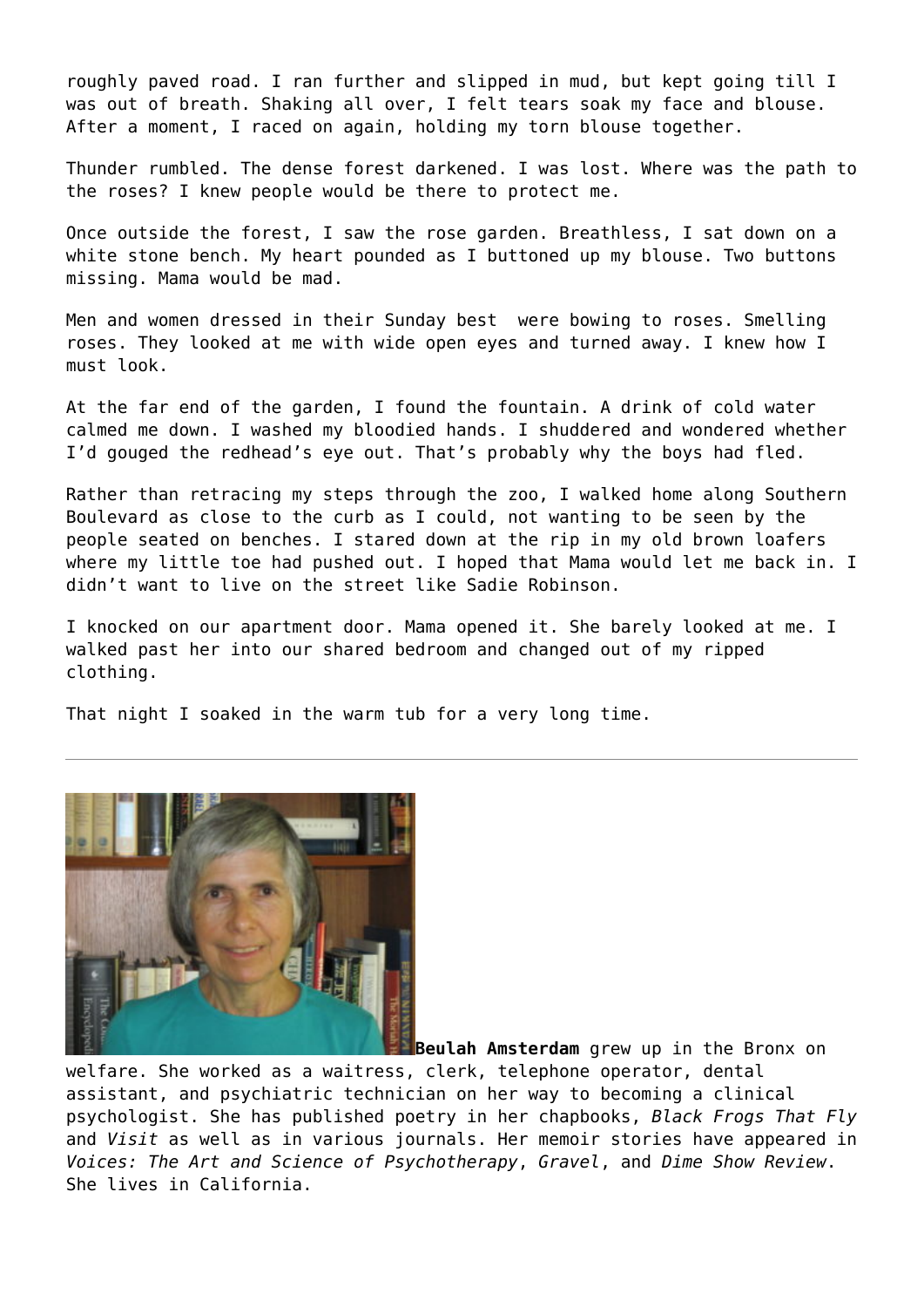roughly paved road. I ran further and slipped in mud, but kept going till I was out of breath. Shaking all over, I felt tears soak my face and blouse. After a moment, I raced on again, holding my torn blouse together.

Thunder rumbled. The dense forest darkened. I was lost. Where was the path to the roses? I knew people would be there to protect me.

Once outside the forest, I saw the rose garden. Breathless, I sat down on a white stone bench. My heart pounded as I buttoned up my blouse. Two buttons missing. Mama would be mad.

Men and women dressed in their Sunday best were bowing to roses. Smelling roses. They looked at me with wide open eyes and turned away. I knew how I must look.

At the far end of the garden, I found the fountain. A drink of cold water calmed me down. I washed my bloodied hands. I shuddered and wondered whether I'd gouged the redhead's eye out. That's probably why the boys had fled.

Rather than retracing my steps through the zoo, I walked home along Southern Boulevard as close to the curb as I could, not wanting to be seen by the people seated on benches. I stared down at the rip in my old brown loafers where my little toe had pushed out. I hoped that Mama would let me back in. I didn't want to live on the street like Sadie Robinson.

I knocked on our apartment door. Mama opened it. She barely looked at me. I walked past her into our shared bedroom and changed out of my ripped clothing.

That night I soaked in the warm tub for a very long time.

---

**Beulah Amsterdam** grew up in the Bronx on welfare. She worked as a waitress, clerk, telephone operator, dental assistant, and psychiatric technician on her way to becoming a clinical psychologist. She has published poetry in her chapbooks, *Black Frogs That Fly* and *Visit* as well as in various journals. Her memoir stories have appeared in *Voices: The Art and Science of Psychotherapy*, *Gravel*, and *Dime Show Review*. She lives in California.